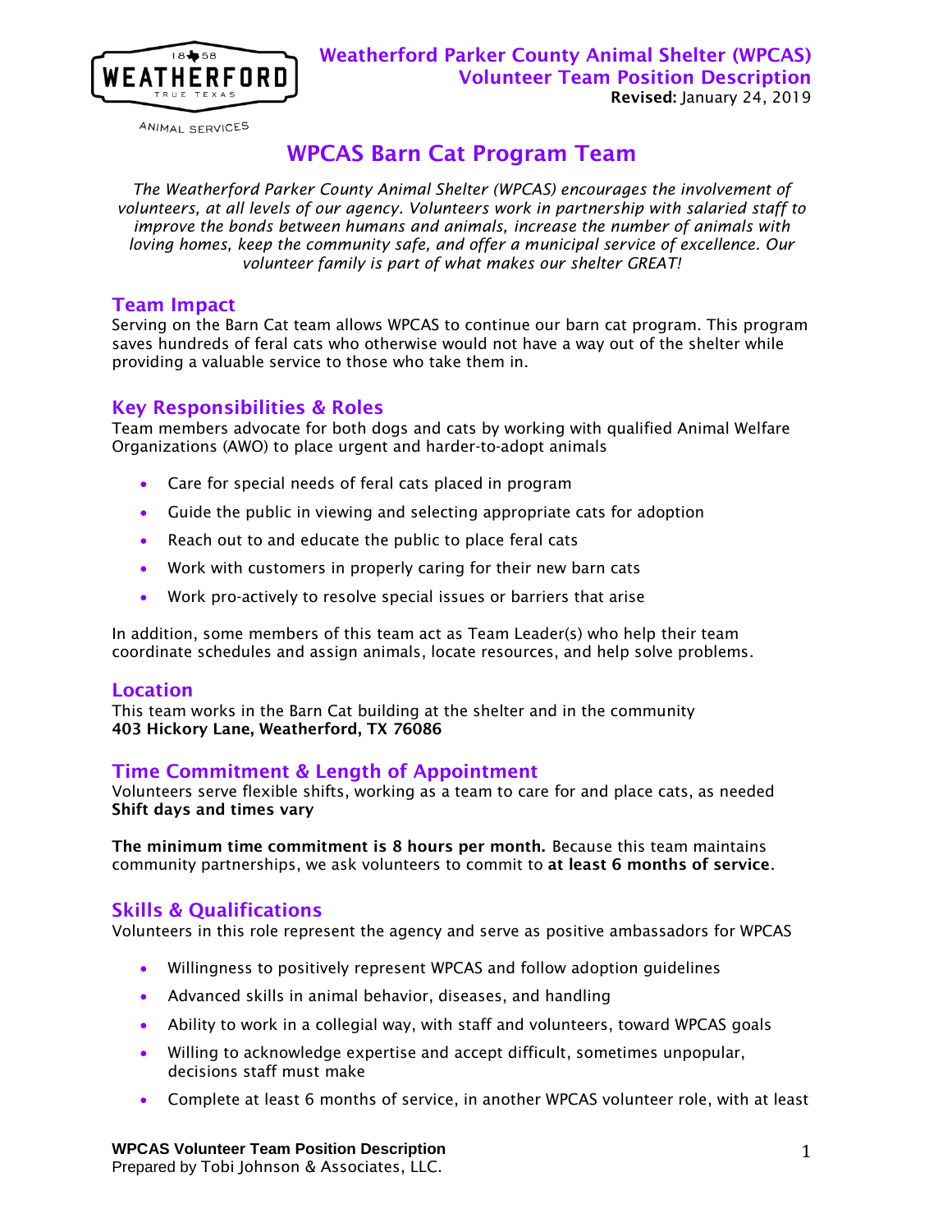WEATHERFORD
ANIMAL SERVICES

**Weatherford Parker County Animal Shelter (WPCAS)**
**Volunteer Team Position Description**
**Revised:** January 24, 2019

# WPCAS Barn Cat Program Team

*The Weatherford Parker County Animal Shelter (WPCAS) encourages the involvement of volunteers, at all levels of our agency. Volunteers work in partnership with salaried staff to improve the bonds between humans and animals, increase the number of animals with loving homes, keep the community safe, and offer a municipal service of excellence. Our volunteer family is part of what makes our shelter GREAT!*

## Team Impact

Serving on the Barn Cat team allows WPCAS to continue our barn cat program. This program saves hundreds of feral cats who otherwise would not have a way out of the shelter while providing a valuable service to those who take them in.

## Key Responsibilities & Roles

Team members advocate for both dogs and cats by working with qualified Animal Welfare Organizations (AWO) to place urgent and harder-to-adopt animals

- Care for special needs of feral cats placed in program
- Guide the public in viewing and selecting appropriate cats for adoption
- Reach out to and educate the public to place feral cats
- Work with customers in properly caring for their new barn cats
- Work pro-actively to resolve special issues or barriers that arise

In addition, some members of this team act as Team Leader(s) who help their team coordinate schedules and assign animals, locate resources, and help solve problems.

## Location

This team works in the Barn Cat building at the shelter and in the community
**403 Hickory Lane, Weatherford, TX 76086**

## Time Commitment & Length of Appointment

Volunteers serve flexible shifts, working as a team to care for and place cats, as needed
**Shift days and times vary**

**The minimum time commitment is 8 hours per month.** Because this team maintains community partnerships, we ask volunteers to commit to **at least 6 months of service**.

## Skills & Qualifications

Volunteers in this role represent the agency and serve as positive ambassadors for WPCAS

- Willingness to positively represent WPCAS and follow adoption guidelines
- Advanced skills in animal behavior, diseases, and handling
- Ability to work in a collegial way, with staff and volunteers, toward WPCAS goals
- Willing to acknowledge expertise and accept difficult, sometimes unpopular, decisions staff must make
- Complete at least 6 months of service, in another WPCAS volunteer role, with at least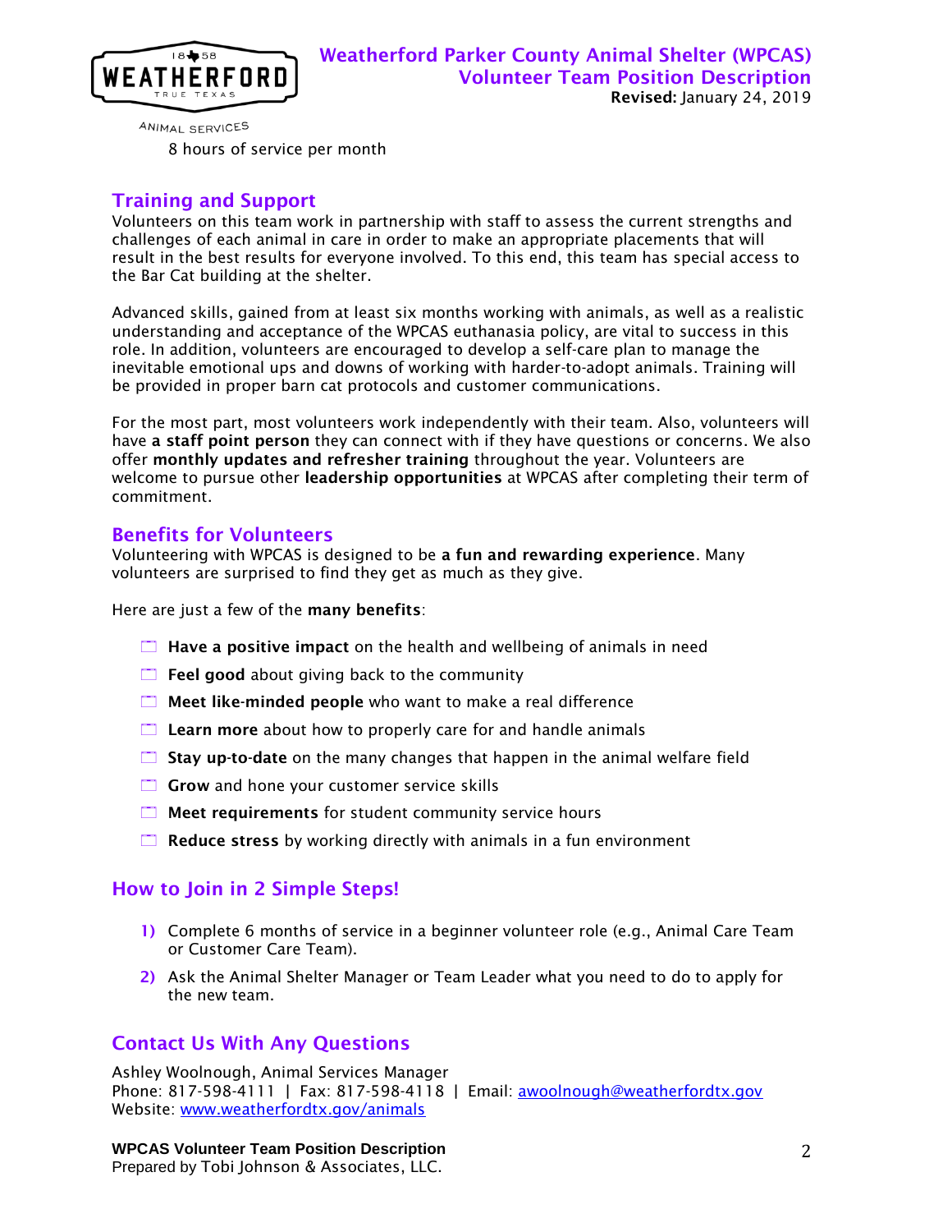8 hours of service per month

## Training and Support

Volunteers on this team work in partnership with staff to assess the current strengths and challenges of each animal in care in order to make an appropriate placements that will result in the best results for everyone involved. To this end, this team has special access to the Bar Cat building at the shelter.

Advanced skills, gained from at least six months working with animals, as well as a realistic understanding and acceptance of the WPCAS euthanasia policy, are vital to success in this role. In addition, volunteers are encouraged to develop a self-care plan to manage the inevitable emotional ups and downs of working with harder-to-adopt animals. Training will be provided in proper barn cat protocols and customer communications.

For the most part, most volunteers work independently with their team. Also, volunteers will have **a staff point person** they can connect with if they have questions or concerns. We also offer **monthly updates and refresher training** throughout the year. Volunteers are welcome to pursue other **leadership opportunities** at WPCAS after completing their term of commitment.

## Benefits for Volunteers

Volunteering with WPCAS is designed to be **a fun and rewarding experience**. Many volunteers are surprised to find they get as much as they give.

Here are just a few of the **many benefits**:

- **Have a positive impact** on the health and wellbeing of animals in need
- **Feel good** about giving back to the community
- **Meet like-minded people** who want to make a real difference
- **Learn more** about how to properly care for and handle animals
- **Stay up-to-date** on the many changes that happen in the animal welfare field
- **Grow** and hone your customer service skills
- **Meet requirements** for student community service hours
- **Reduce stress** by working directly with animals in a fun environment

## How to Join in 2 Simple Steps!

1) Complete 6 months of service in a beginner volunteer role (e.g., Animal Care Team or Customer Care Team).
2) Ask the Animal Shelter Manager or Team Leader what you need to do to apply for the new team.

## Contact Us With Any Questions

Ashley Woolnough, Animal Services Manager
Phone: 817-598-4111 | Fax: 817-598-4118 | Email: awoolnough@weatherfordtx.gov
Website: www.weatherfordtx.gov/animals